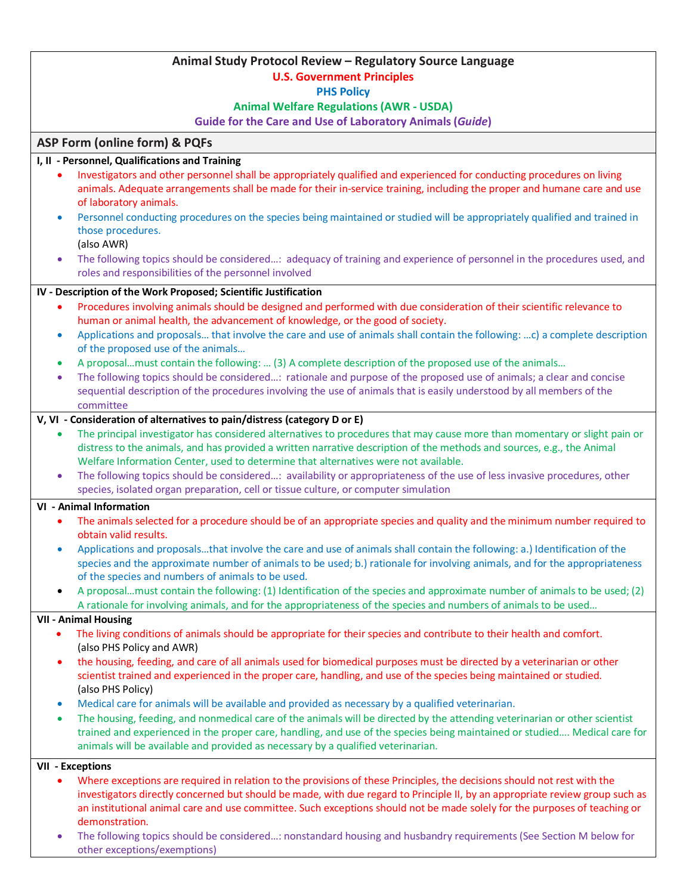# Animal Study Protocol Review – Regulatory Source Language

**U.S. Government Principles**

**PHS Policy**

**Animal Welfare Regulations (AWR - USDA)**

**Guide for the Care and Use of Laboratory Animals (*Guide*)**

## ASP Form (online form) & PQFs

### I, II - Personnel, Qualifications and Training

- Investigators and other personnel shall be appropriately qualified and experienced for conducting procedures on living animals. Adequate arrangements shall be made for their in-service training, including the proper and humane care and use of laboratory animals.
- Personnel conducting procedures on the species being maintained or studied will be appropriately qualified and trained in those procedures.
  (also AWR)
- The following topics should be considered…: adequacy of training and experience of personnel in the procedures used, and roles and responsibilities of the personnel involved

### IV - Description of the Work Proposed; Scientific Justification

- Procedures involving animals should be designed and performed with due consideration of their scientific relevance to human or animal health, the advancement of knowledge, or the good of society.
- Applications and proposals… that involve the care and use of animals shall contain the following: …c) a complete description of the proposed use of the animals…
- A proposal…must contain the following: … (3) A complete description of the proposed use of the animals…
- The following topics should be considered…: rationale and purpose of the proposed use of animals; a clear and concise sequential description of the procedures involving the use of animals that is easily understood by all members of the committee

### V, VI - Consideration of alternatives to pain/distress (category D or E)

- The principal investigator has considered alternatives to procedures that may cause more than momentary or slight pain or distress to the animals, and has provided a written narrative description of the methods and sources, e.g., the Animal Welfare Information Center, used to determine that alternatives were not available.
- The following topics should be considered…: availability or appropriateness of the use of less invasive procedures, other species, isolated organ preparation, cell or tissue culture, or computer simulation

### VI - Animal Information

- The animals selected for a procedure should be of an appropriate species and quality and the minimum number required to obtain valid results.
- Applications and proposals…that involve the care and use of animals shall contain the following: a.) Identification of the species and the approximate number of animals to be used; b.) rationale for involving animals, and for the appropriateness of the species and numbers of animals to be used.
- A proposal…must contain the following: (1) Identification of the species and approximate number of animals to be used; (2) A rationale for involving animals, and for the appropriateness of the species and numbers of animals to be used…

### VII - Animal Housing

- The living conditions of animals should be appropriate for their species and contribute to their health and comfort.
  (also PHS Policy and AWR)
- the housing, feeding, and care of all animals used for biomedical purposes must be directed by a veterinarian or other scientist trained and experienced in the proper care, handling, and use of the species being maintained or studied.
  (also PHS Policy)
- Medical care for animals will be available and provided as necessary by a qualified veterinarian.
- The housing, feeding, and nonmedical care of the animals will be directed by the attending veterinarian or other scientist trained and experienced in the proper care, handling, and use of the species being maintained or studied…. Medical care for animals will be available and provided as necessary by a qualified veterinarian.

### VII - Exceptions

- Where exceptions are required in relation to the provisions of these Principles, the decisions should not rest with the investigators directly concerned but should be made, with due regard to Principle II, by an appropriate review group such as an institutional animal care and use committee. Such exceptions should not be made solely for the purposes of teaching or demonstration.
- The following topics should be considered…: nonstandard housing and husbandry requirements (See Section M below for other exceptions/exemptions)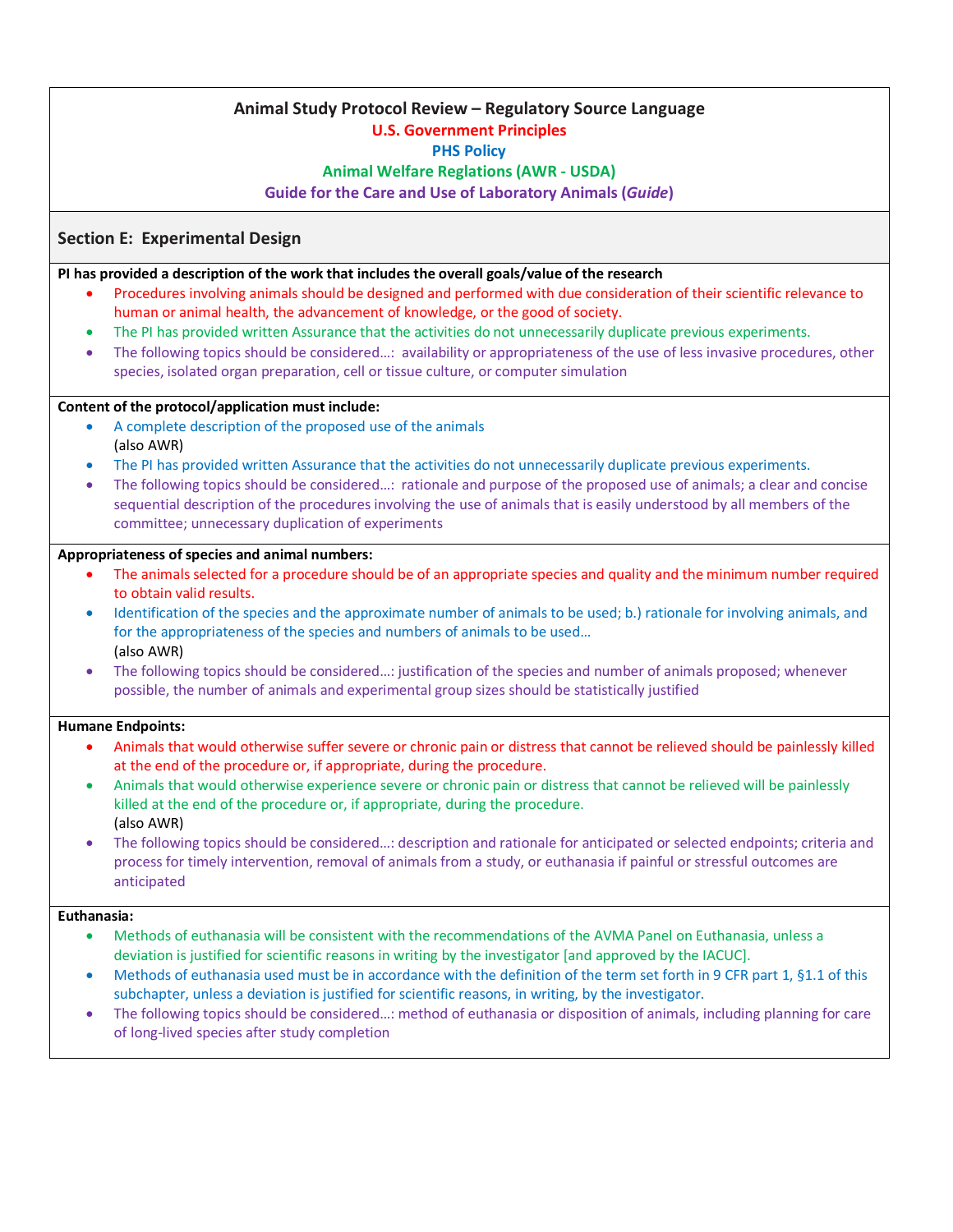**Animal Study Protocol Review – Regulatory Source Language**

**U.S. Government Principles**

**PHS Policy**

**Animal Welfare Reglations (AWR - USDA)**

**Guide for the Care and Use of Laboratory Animals (*Guide*)**

## Section E: Experimental Design

**PI has provided a description of the work that includes the overall goals/value of the research**

- Procedures involving animals should be designed and performed with due consideration of their scientific relevance to human or animal health, the advancement of knowledge, or the good of society.
- The PI has provided written Assurance that the activities do not unnecessarily duplicate previous experiments.
- The following topics should be considered…: availability or appropriateness of the use of less invasive procedures, other species, isolated organ preparation, cell or tissue culture, or computer simulation

**Content of the protocol/application must include:**

- A complete description of the proposed use of the animals
  (also AWR)
- The PI has provided written Assurance that the activities do not unnecessarily duplicate previous experiments.
- The following topics should be considered…: rationale and purpose of the proposed use of animals; a clear and concise sequential description of the procedures involving the use of animals that is easily understood by all members of the committee; unnecessary duplication of experiments

**Appropriateness of species and animal numbers:**

- The animals selected for a procedure should be of an appropriate species and quality and the minimum number required to obtain valid results.
- Identification of the species and the approximate number of animals to be used; b.) rationale for involving animals, and for the appropriateness of the species and numbers of animals to be used…
  (also AWR)
- The following topics should be considered…: justification of the species and number of animals proposed; whenever possible, the number of animals and experimental group sizes should be statistically justified

**Humane Endpoints:**

- Animals that would otherwise suffer severe or chronic pain or distress that cannot be relieved should be painlessly killed at the end of the procedure or, if appropriate, during the procedure.
- Animals that would otherwise experience severe or chronic pain or distress that cannot be relieved will be painlessly killed at the end of the procedure or, if appropriate, during the procedure.
  (also AWR)
- The following topics should be considered…: description and rationale for anticipated or selected endpoints; criteria and process for timely intervention, removal of animals from a study, or euthanasia if painful or stressful outcomes are anticipated

**Euthanasia:**

- Methods of euthanasia will be consistent with the recommendations of the AVMA Panel on Euthanasia, unless a deviation is justified for scientific reasons in writing by the investigator [and approved by the IACUC].
- Methods of euthanasia used must be in accordance with the definition of the term set forth in 9 CFR part 1, §1.1 of this subchapter, unless a deviation is justified for scientific reasons, in writing, by the investigator.
- The following topics should be considered…: method of euthanasia or disposition of animals, including planning for care of long-lived species after study completion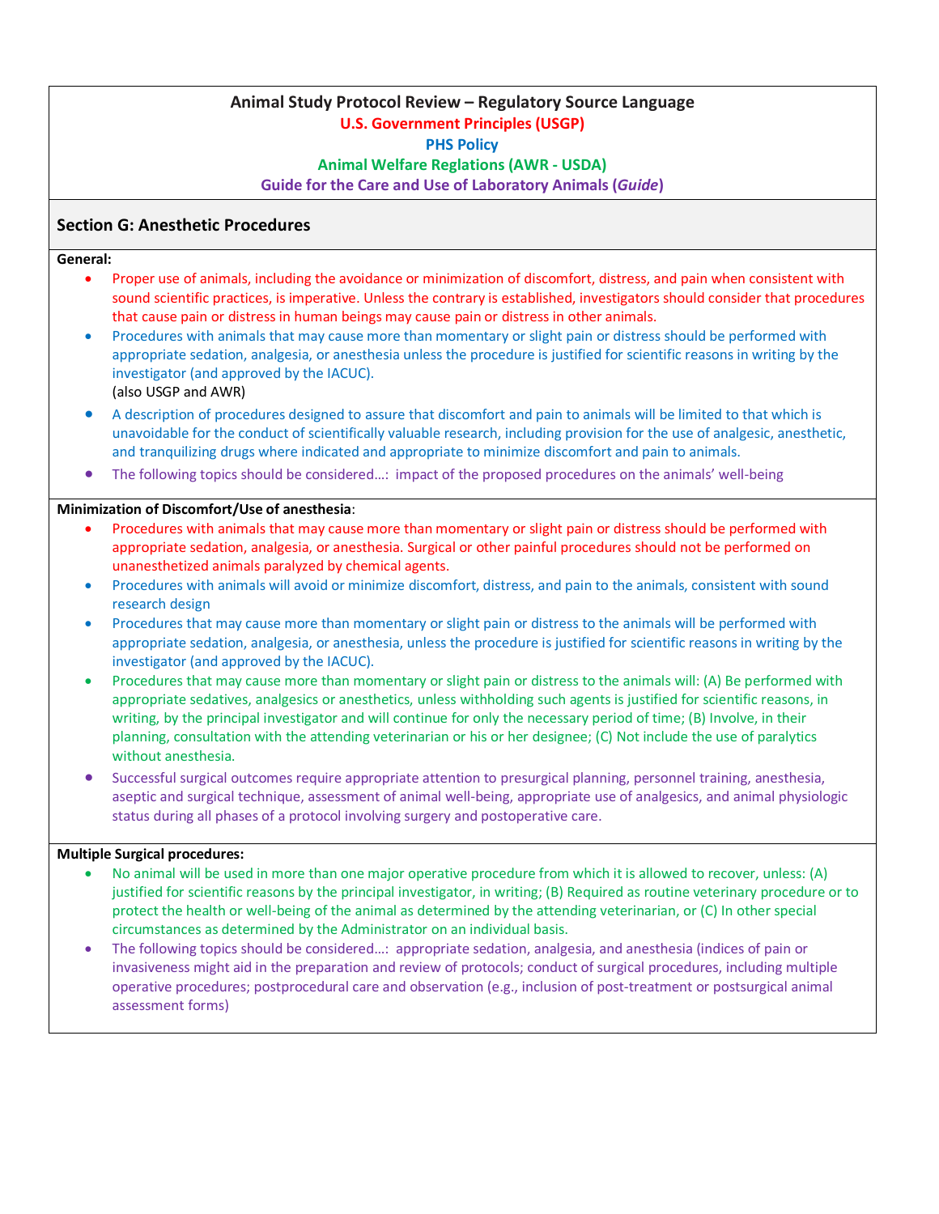**Animal Study Protocol Review – Regulatory Source Language**

**U.S. Government Principles (USGP)**

**PHS Policy**

**Animal Welfare Reglations (AWR - USDA)**

**Guide for the Care and Use of Laboratory Animals (*Guide*)**

## Section G: Anesthetic Procedures

**General:**

- Proper use of animals, including the avoidance or minimization of discomfort, distress, and pain when consistent with sound scientific practices, is imperative. Unless the contrary is established, investigators should consider that procedures that cause pain or distress in human beings may cause pain or distress in other animals.
- Procedures with animals that may cause more than momentary or slight pain or distress should be performed with appropriate sedation, analgesia, or anesthesia unless the procedure is justified for scientific reasons in writing by the investigator (and approved by the IACUC).
  (also USGP and AWR)
- A description of procedures designed to assure that discomfort and pain to animals will be limited to that which is unavoidable for the conduct of scientifically valuable research, including provision for the use of analgesic, anesthetic, and tranquilizing drugs where indicated and appropriate to minimize discomfort and pain to animals.
- The following topics should be considered…: impact of the proposed procedures on the animals' well-being

**Minimization of Discomfort/Use of anesthesia**:

- Procedures with animals that may cause more than momentary or slight pain or distress should be performed with appropriate sedation, analgesia, or anesthesia. Surgical or other painful procedures should not be performed on unanesthetized animals paralyzed by chemical agents.
- Procedures with animals will avoid or minimize discomfort, distress, and pain to the animals, consistent with sound research design
- Procedures that may cause more than momentary or slight pain or distress to the animals will be performed with appropriate sedation, analgesia, or anesthesia, unless the procedure is justified for scientific reasons in writing by the investigator (and approved by the IACUC).
- Procedures that may cause more than momentary or slight pain or distress to the animals will: (A) Be performed with appropriate sedatives, analgesics or anesthetics, unless withholding such agents is justified for scientific reasons, in writing, by the principal investigator and will continue for only the necessary period of time; (B) Involve, in their planning, consultation with the attending veterinarian or his or her designee; (C) Not include the use of paralytics without anesthesia.
- Successful surgical outcomes require appropriate attention to presurgical planning, personnel training, anesthesia, aseptic and surgical technique, assessment of animal well-being, appropriate use of analgesics, and animal physiologic status during all phases of a protocol involving surgery and postoperative care.

**Multiple Surgical procedures:**

- No animal will be used in more than one major operative procedure from which it is allowed to recover, unless: (A) justified for scientific reasons by the principal investigator, in writing; (B) Required as routine veterinary procedure or to protect the health or well-being of the animal as determined by the attending veterinarian, or (C) In other special circumstances as determined by the Administrator on an individual basis.
- The following topics should be considered…: appropriate sedation, analgesia, and anesthesia (indices of pain or invasiveness might aid in the preparation and review of protocols; conduct of surgical procedures, including multiple operative procedures; postprocedural care and observation (e.g., inclusion of post-treatment or postsurgical animal assessment forms)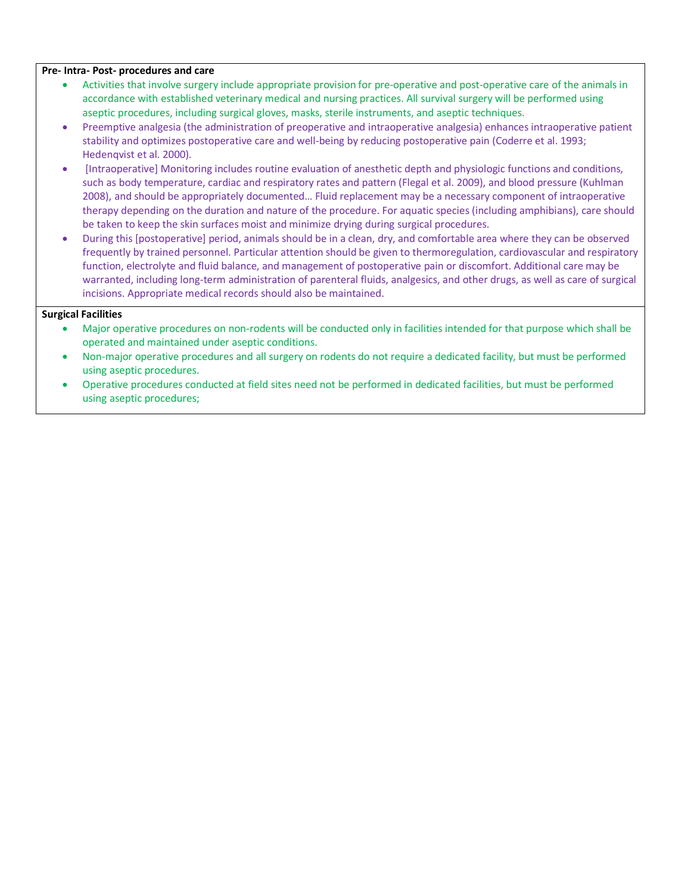**Pre- Intra- Post- procedures and care**

- Activities that involve surgery include appropriate provision for pre-operative and post-operative care of the animals in accordance with established veterinary medical and nursing practices. All survival surgery will be performed using aseptic procedures, including surgical gloves, masks, sterile instruments, and aseptic techniques.
- Preemptive analgesia (the administration of preoperative and intraoperative analgesia) enhances intraoperative patient stability and optimizes postoperative care and well-being by reducing postoperative pain (Coderre et al. 1993; Hedenqvist et al. 2000).
- [Intraoperative] Monitoring includes routine evaluation of anesthetic depth and physiologic functions and conditions, such as body temperature, cardiac and respiratory rates and pattern (Flegal et al. 2009), and blood pressure (Kuhlman 2008), and should be appropriately documented… Fluid replacement may be a necessary component of intraoperative therapy depending on the duration and nature of the procedure. For aquatic species (including amphibians), care should be taken to keep the skin surfaces moist and minimize drying during surgical procedures.
- During this [postoperative] period, animals should be in a clean, dry, and comfortable area where they can be observed frequently by trained personnel. Particular attention should be given to thermoregulation, cardiovascular and respiratory function, electrolyte and fluid balance, and management of postoperative pain or discomfort. Additional care may be warranted, including long-term administration of parenteral fluids, analgesics, and other drugs, as well as care of surgical incisions. Appropriate medical records should also be maintained.

**Surgical Facilities**

- Major operative procedures on non-rodents will be conducted only in facilities intended for that purpose which shall be operated and maintained under aseptic conditions.
- Non-major operative procedures and all surgery on rodents do not require a dedicated facility, but must be performed using aseptic procedures.
- Operative procedures conducted at field sites need not be performed in dedicated facilities, but must be performed using aseptic procedures;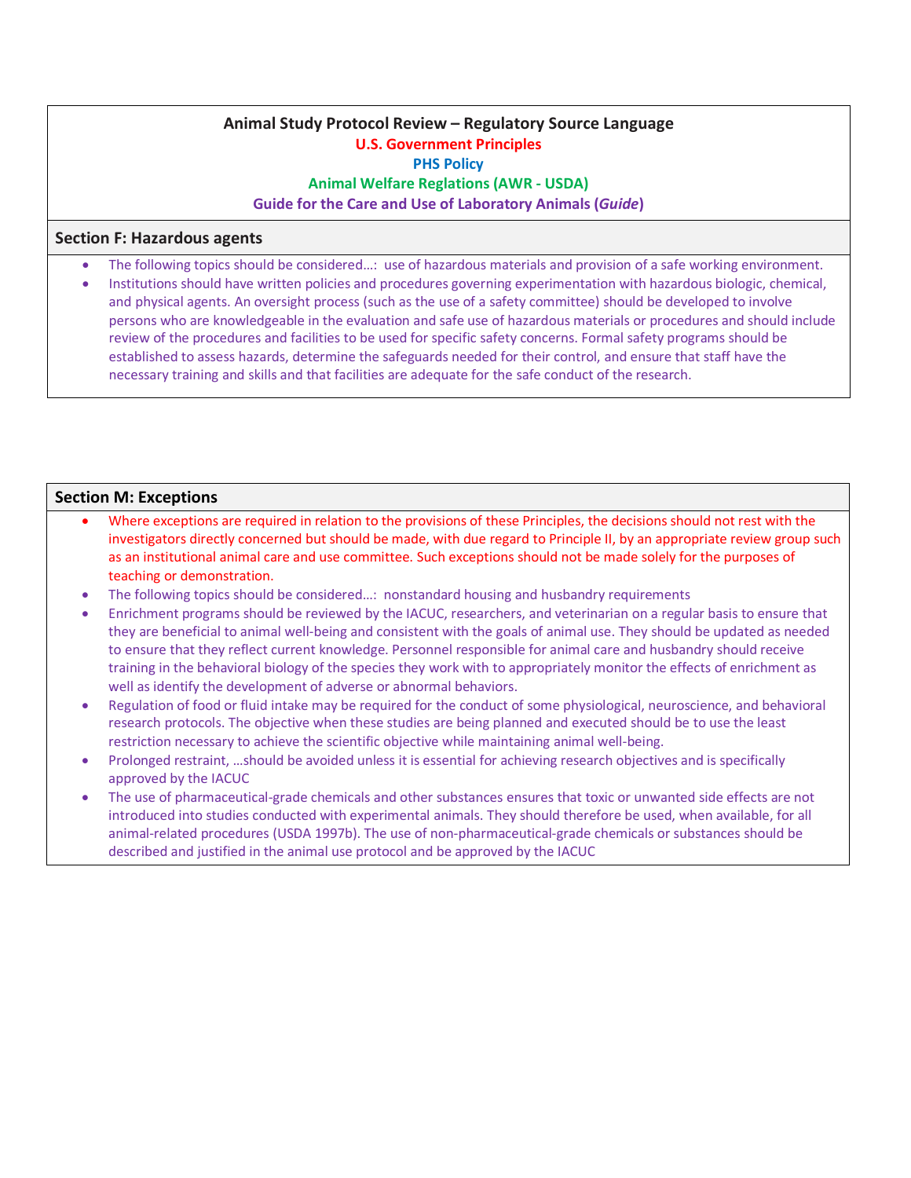**Animal Study Protocol Review – Regulatory Source Language**

**U.S. Government Principles**

**PHS Policy**

**Animal Welfare Reglations (AWR - USDA)**

**Guide for the Care and Use of Laboratory Animals (*Guide*)**

## Section F: Hazardous agents

- The following topics should be considered…: use of hazardous materials and provision of a safe working environment.
- Institutions should have written policies and procedures governing experimentation with hazardous biologic, chemical, and physical agents. An oversight process (such as the use of a safety committee) should be developed to involve persons who are knowledgeable in the evaluation and safe use of hazardous materials or procedures and should include review of the procedures and facilities to be used for specific safety concerns. Formal safety programs should be established to assess hazards, determine the safeguards needed for their control, and ensure that staff have the necessary training and skills and that facilities are adequate for the safe conduct of the research.

## Section M: Exceptions

- Where exceptions are required in relation to the provisions of these Principles, the decisions should not rest with the investigators directly concerned but should be made, with due regard to Principle II, by an appropriate review group such as an institutional animal care and use committee. Such exceptions should not be made solely for the purposes of teaching or demonstration.
- The following topics should be considered…: nonstandard housing and husbandry requirements
- Enrichment programs should be reviewed by the IACUC, researchers, and veterinarian on a regular basis to ensure that they are beneficial to animal well-being and consistent with the goals of animal use. They should be updated as needed to ensure that they reflect current knowledge. Personnel responsible for animal care and husbandry should receive training in the behavioral biology of the species they work with to appropriately monitor the effects of enrichment as well as identify the development of adverse or abnormal behaviors.
- Regulation of food or fluid intake may be required for the conduct of some physiological, neuroscience, and behavioral research protocols. The objective when these studies are being planned and executed should be to use the least restriction necessary to achieve the scientific objective while maintaining animal well-being.
- Prolonged restraint, …should be avoided unless it is essential for achieving research objectives and is specifically approved by the IACUC
- The use of pharmaceutical-grade chemicals and other substances ensures that toxic or unwanted side effects are not introduced into studies conducted with experimental animals. They should therefore be used, when available, for all animal-related procedures (USDA 1997b). The use of non-pharmaceutical-grade chemicals or substances should be described and justified in the animal use protocol and be approved by the IACUC